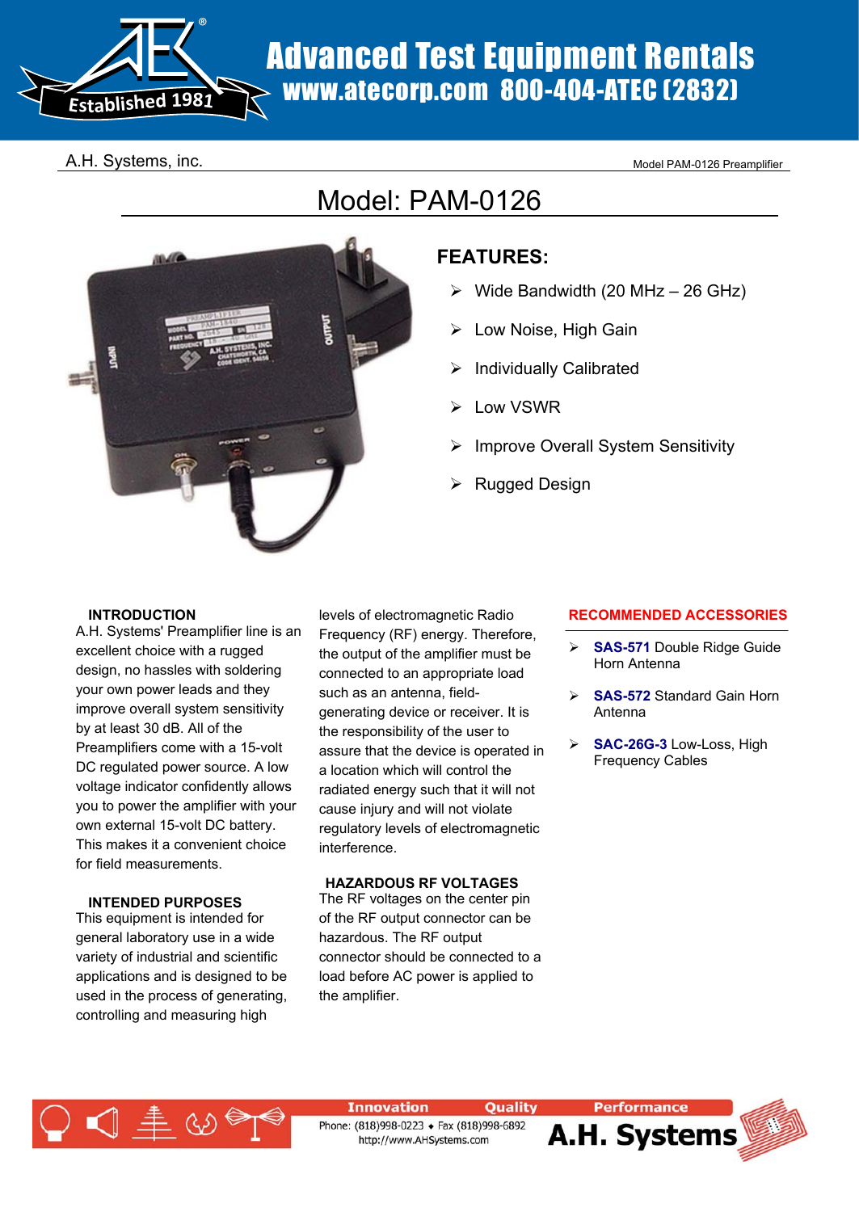# Advanced Test Equipment Rentals

www.atecorp.com 800-404-ATEC (2832)

A.H. Systems, inc.

Model PAM-0126 Preamplifier

## Model: PAM-0126

### FEATURES:

- Wide Bandwidth (20 MHz – 26 GHz)
- Low Noise, High Gain
- Individually Calibrated
- Low VSWR
- Improve Overall System Sensitivity
- Rugged Design

### INTRODUCTION

A.H. Systems' Preamplifier line is an excellent choice with a rugged design, no hassles with soldering your own power leads and they improve overall system sensitivity by at least 30 dB. All of the Preamplifiers come with a 15-volt DC regulated power source. A low voltage indicator confidently allows you to power the amplifier with your own external 15-volt DC battery. This makes it a convenient choice for field measurements.

### INTENDED PURPOSES

This equipment is intended for general laboratory use in a wide variety of industrial and scientific applications and is designed to be used in the process of generating, controlling and measuring high levels of electromagnetic Radio Frequency (RF) energy. Therefore, the output of the amplifier must be connected to an appropriate load such as an antenna, field-generating device or receiver. It is the responsibility of the user to assure that the device is operated in a location which will control the radiated energy such that it will not cause injury and will not violate regulatory levels of electromagnetic interference.

### HAZARDOUS RF VOLTAGES

The RF voltages on the center pin of the RF output connector can be hazardous. The RF output connector should be connected to a load before AC power is applied to the amplifier.

### RECOMMENDED ACCESSORIES

- **SAS-571** Double Ridge Guide Horn Antenna
- **SAS-572** Standard Gain Horn Antenna
- **SAC-26G-3** Low-Loss, High Frequency Cables

Innovation Quality Performance

Phone: (818)998-0223 ♦ Fax (818)998-6892
http://www.AHSystems.com

A.H. Systems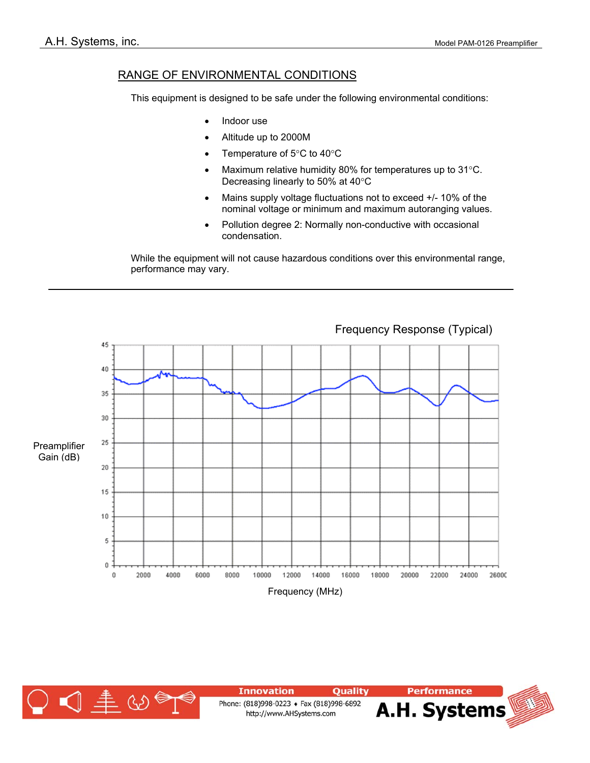## RANGE OF ENVIRONMENTAL CONDITIONS

This equipment is designed to be safe under the following environmental conditions:

- Indoor use
- Altitude up to 2000M
- Temperature of 5°C to 40°C
- Maximum relative humidity 80% for temperatures up to 31°C. Decreasing linearly to 50% at 40°C
- Mains supply voltage fluctuations not to exceed +/- 10% of the nominal voltage or minimum and maximum autoranging values.
- Pollution degree 2: Normally non-conductive with occasional condensation.

While the equipment will not cause hazardous conditions over this environmental range, performance may vary.

---

Frequency Response (Typical)

Preamplifier Gain (dB)

Frequency (MHz)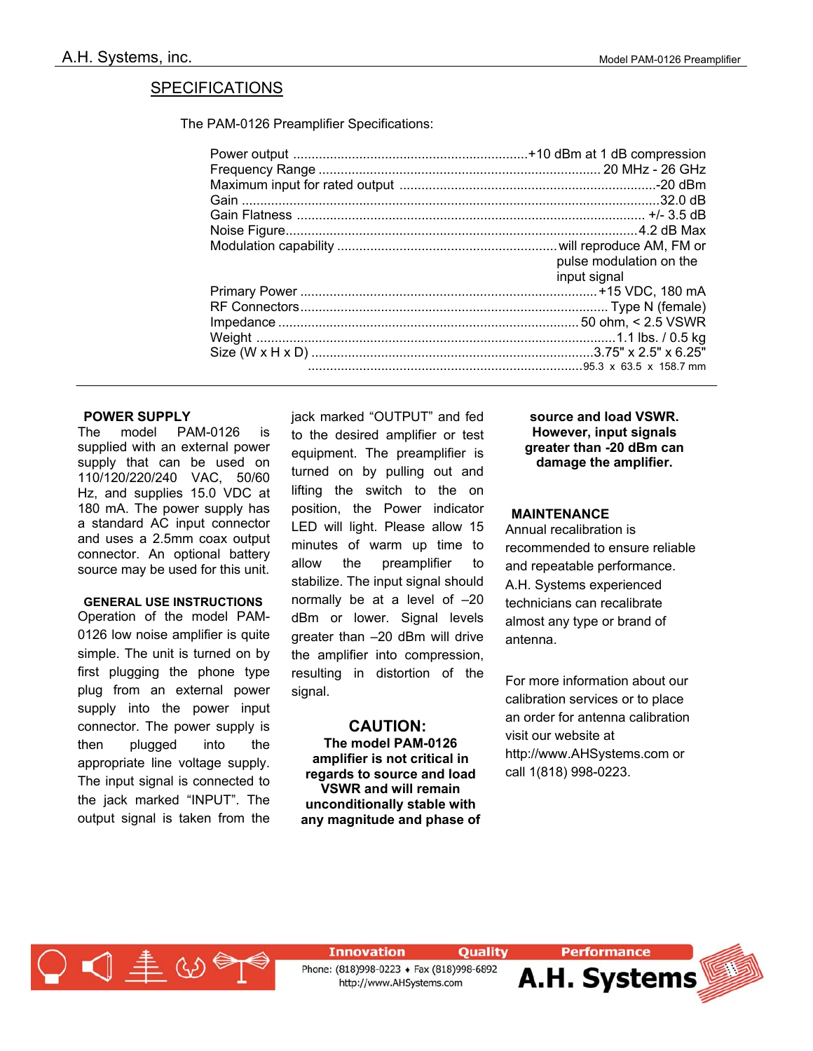## SPECIFICATIONS

The PAM-0126 Preamplifier Specifications:

| | |
|---|---|
| Power output | +10 dBm at 1 dB compression |
| Frequency Range | 20 MHz - 26 GHz |
| Maximum input for rated output | -20 dBm |
| Gain | 32.0 dB |
| Gain Flatness | +/- 3.5 dB |
| Noise Figure | 4.2 dB Max |
| Modulation capability | will reproduce AM, FM or pulse modulation on the input signal |
| Primary Power | +15 VDC, 180 mA |
| RF Connectors | Type N (female) |
| Impedance | 50 ohm, < 2.5 VSWR |
| Weight | 1.1 lbs. / 0.5 kg |
| Size (W x H x D) | 3.75" x 2.5" x 6.25" |
| | 95.3 x 63.5 x 158.7 mm |

### POWER SUPPLY

The model PAM-0126 is supplied with an external power supply that can be used on 110/120/220/240 VAC, 50/60 Hz, and supplies 15.0 VDC at 180 mA. The power supply has a standard AC input connector and uses a 2.5mm coax output connector. An optional battery source may be used for this unit.

### GENERAL USE INSTRUCTIONS

Operation of the model PAM-0126 low noise amplifier is quite simple. The unit is turned on by first plugging the phone type plug from an external power supply into the power input connector. The power supply is then plugged into the appropriate line voltage supply. The input signal is connected to the jack marked "INPUT". The output signal is taken from the jack marked "OUTPUT" and fed to the desired amplifier or test equipment. The preamplifier is turned on by pulling out and lifting the switch to the on position, the Power indicator LED will light. Please allow 15 minutes of warm up time to allow the preamplifier to stabilize. The input signal should normally be at a level of –20 dBm or lower. Signal levels greater than –20 dBm will drive the amplifier into compression, resulting in distortion of the signal.

### CAUTION:

**The model PAM-0126 amplifier is not critical in regards to source and load VSWR and will remain unconditionally stable with any magnitude and phase of source and load VSWR. However, input signals greater than -20 dBm can damage the amplifier.**

### MAINTENANCE

Annual recalibration is recommended to ensure reliable and repeatable performance. A.H. Systems experienced technicians can recalibrate almost any type or brand of antenna.

For more information about our calibration services or to place an order for antenna calibration visit our website at http://www.AHSystems.com or call 1(818) 998-0223.